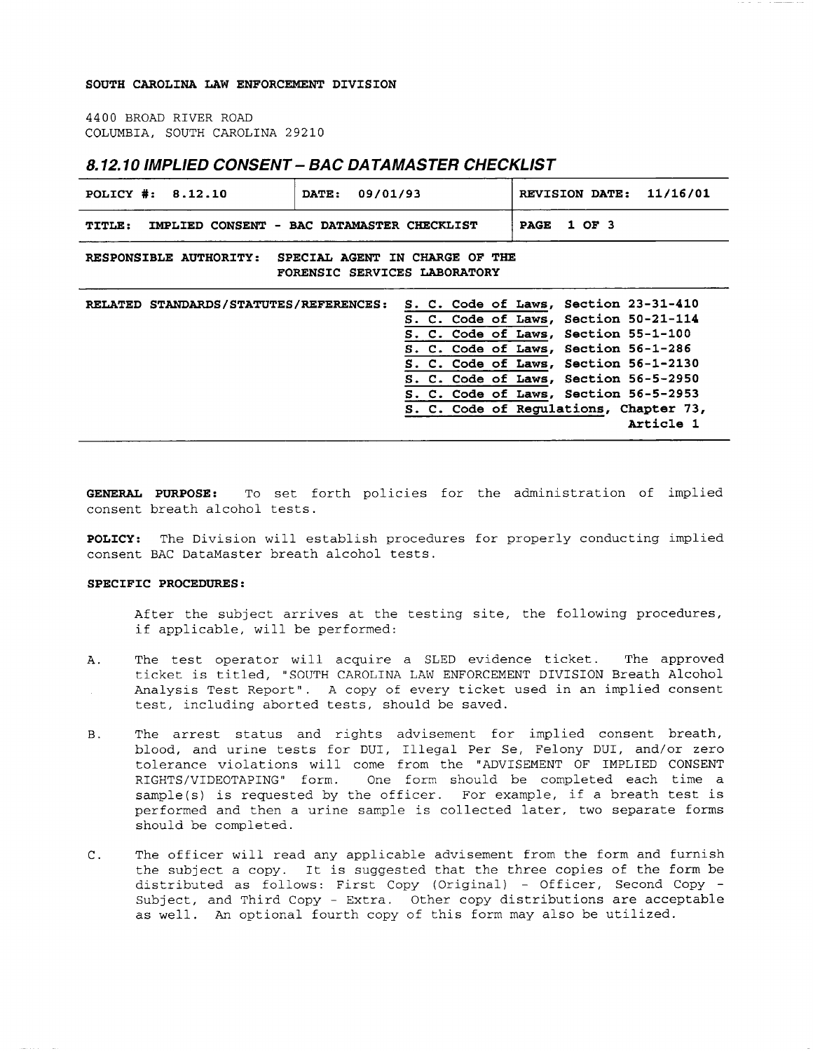**SOUTH CAROLINA LAW ENFORCEMENT DIVISION**

4400 BROAD RIVER ROAD
COLUMBIA, SOUTH CAROLINA 29210

# *8.12.10 IMPLIED CONSENT – BAC DATAMASTER CHECKLIST*

| **POLICY #: 8.12.10** | **DATE: 09/01/93** | **REVISION DATE: 11/16/01** |
| --- | --- | --- |
| **TITLE: IMPLIED CONSENT - BAC DATAMASTER CHECKLIST** | | **PAGE 1 OF 3** |

**RESPONSIBLE AUTHORITY: SPECIAL AGENT IN CHARGE OF THE FORENSIC SERVICES LABORATORY**

**RELATED STANDARDS/STATUTES/REFERENCES:**
- S. C. Code of Laws, Section 23-31-410
- S. C. Code of Laws, Section 50-21-114
- S. C. Code of Laws, Section 55-1-100
- S. C. Code of Laws, Section 56-1-286
- S. C. Code of Laws, Section 56-1-2130
- S. C. Code of Laws, Section 56-5-2950
- S. C. Code of Laws, Section 56-5-2953
- S. C. Code of Regulations, Chapter 73, Article 1

**GENERAL PURPOSE:** To set forth policies for the administration of implied consent breath alcohol tests.

**POLICY:** The Division will establish procedures for properly conducting implied consent BAC DataMaster breath alcohol tests.

**SPECIFIC PROCEDURES:**

After the subject arrives at the testing site, the following procedures, if applicable, will be performed:

A. The test operator will acquire a SLED evidence ticket. The approved ticket is titled, "SOUTH CAROLINA LAW ENFORCEMENT DIVISION Breath Alcohol Analysis Test Report". A copy of every ticket used in an implied consent test, including aborted tests, should be saved.

B. The arrest status and rights advisement for implied consent breath, blood, and urine tests for DUI, Illegal Per Se, Felony DUI, and/or zero tolerance violations will come from the "ADVISEMENT OF IMPLIED CONSENT RIGHTS/VIDEOTAPING" form. One form should be completed each time a sample(s) is requested by the officer. For example, if a breath test is performed and then a urine sample is collected later, two separate forms should be completed.

C. The officer will read any applicable advisement from the form and furnish the subject a copy. It is suggested that the three copies of the form be distributed as follows: First Copy (Original) - Officer, Second Copy - Subject, and Third Copy - Extra. Other copy distributions are acceptable as well. An optional fourth copy of this form may also be utilized.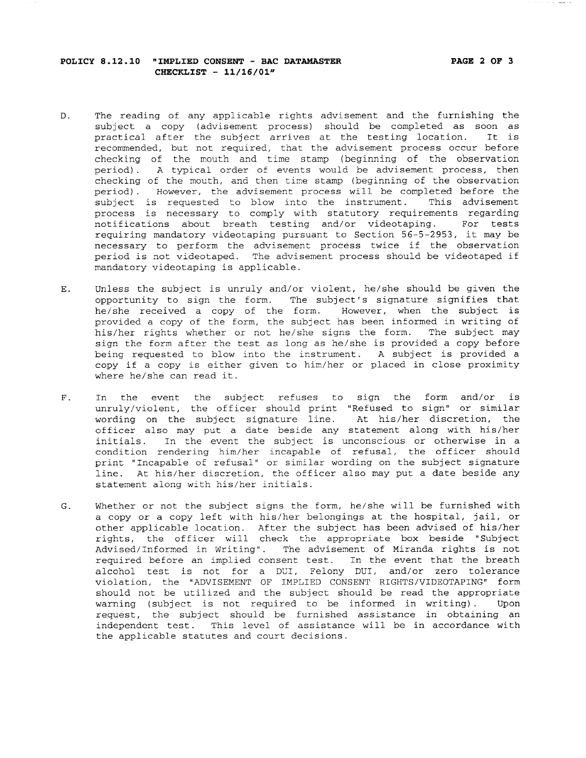D. The reading of any applicable rights advisement and the furnishing the subject a copy (advisement process) should be completed as soon as practical after the subject arrives at the testing location. It is recommended, but not required, that the advisement process occur before checking of the mouth and time stamp (beginning of the observation period). A typical order of events would be advisement process, then checking of the mouth, and then time stamp (beginning of the observation period). However, the advisement process will be completed before the subject is requested to blow into the instrument. This advisement process is necessary to comply with statutory requirements regarding notifications about breath testing and/or videotaping. For tests requiring mandatory videotaping pursuant to Section 56-5-2953, it may be necessary to perform the advisement process twice if the observation period is not videotaped. The advisement process should be videotaped if mandatory videotaping is applicable.

E. Unless the subject is unruly and/or violent, he/she should be given the opportunity to sign the form. The subject's signature signifies that he/she received a copy of the form. However, when the subject is provided a copy of the form, the subject has been informed in writing of his/her rights whether or not he/she signs the form. The subject may sign the form after the test as long as he/she is provided a copy before being requested to blow into the instrument. A subject is provided a copy if a copy is either given to him/her or placed in close proximity where he/she can read it.

F. In the event the subject refuses to sign the form and/or is unruly/violent, the officer should print "Refused to sign" or similar wording on the subject signature line. At his/her discretion, the officer also may put a date beside any statement along with his/her initials. In the event the subject is unconscious or otherwise in a condition rendering him/her incapable of refusal, the officer should print "Incapable of refusal" or similar wording on the subject signature line. At his/her discretion, the officer also may put a date beside any statement along with his/her initials.

G. Whether or not the subject signs the form, he/she will be furnished with a copy or a copy left with his/her belongings at the hospital, jail, or other applicable location. After the subject has been advised of his/her rights, the officer will check the appropriate box beside "Subject Advised/Informed in Writing". The advisement of Miranda rights is not required before an implied consent test. In the event that the breath alcohol test is not for a DUI, Felony DUI, and/or zero tolerance violation, the "ADVISEMENT OF IMPLIED CONSENT RIGHTS/VIDEOTAPING" form should not be utilized and the subject should be read the appropriate warning (subject is not required to be informed in writing). Upon request, the subject should be furnished assistance in obtaining an independent test. This level of assistance will be in accordance with the applicable statutes and court decisions.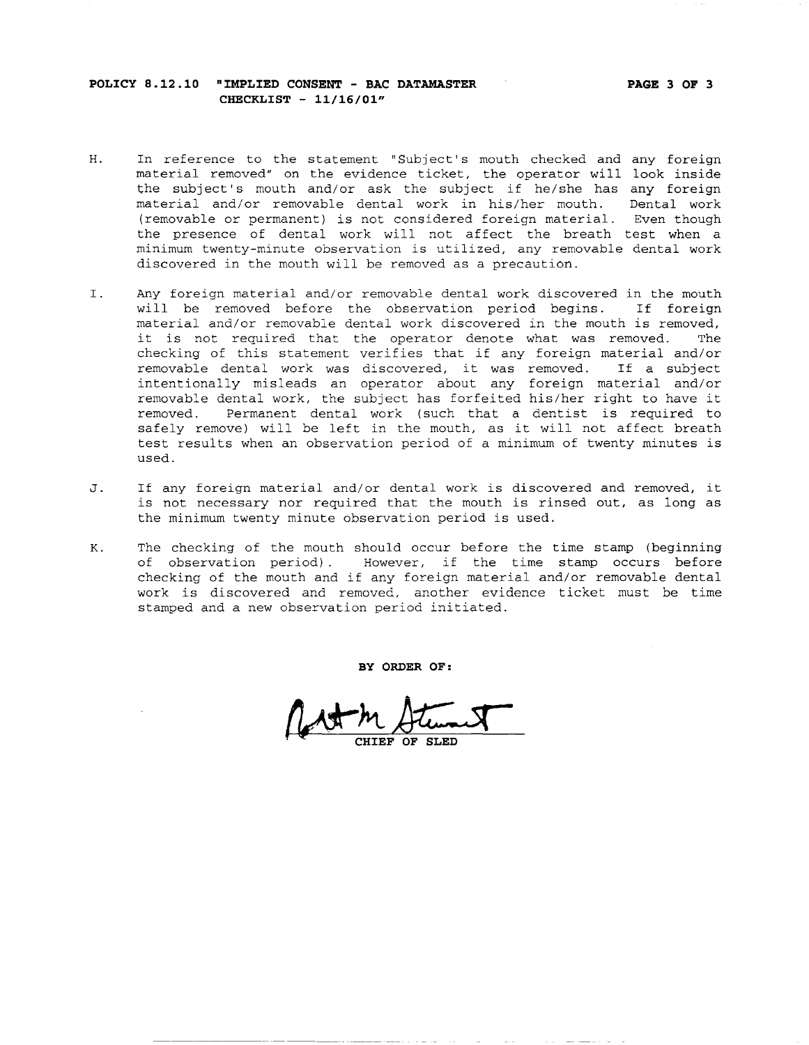H. In reference to the statement "Subject's mouth checked and any foreign material removed" on the evidence ticket, the operator will look inside the subject's mouth and/or ask the subject if he/she has any foreign material and/or removable dental work in his/her mouth. Dental work (removable or permanent) is not considered foreign material. Even though the presence of dental work will not affect the breath test when a minimum twenty-minute observation is utilized, any removable dental work discovered in the mouth will be removed as a precaution.

I. Any foreign material and/or removable dental work discovered in the mouth will be removed before the observation period begins. If foreign material and/or removable dental work discovered in the mouth is removed, it is not required that the operator denote what was removed. The checking of this statement verifies that if any foreign material and/or removable dental work was discovered, it was removed. If a subject intentionally misleads an operator about any foreign material and/or removable dental work, the subject has forfeited his/her right to have it removed. Permanent dental work (such that a dentist is required to safely remove) will be left in the mouth, as it will not affect breath test results when an observation period of a minimum of twenty minutes is used.

J. If any foreign material and/or dental work is discovered and removed, it is not necessary nor required that the mouth is rinsed out, as long as the minimum twenty minute observation period is used.

K. The checking of the mouth should occur before the time stamp (beginning of observation period). However, if the time stamp occurs before checking of the mouth and if any foreign material and/or removable dental work is discovered and removed, another evidence ticket must be time stamped and a new observation period initiated.

**BY ORDER OF:**

**CHIEF OF SLED**